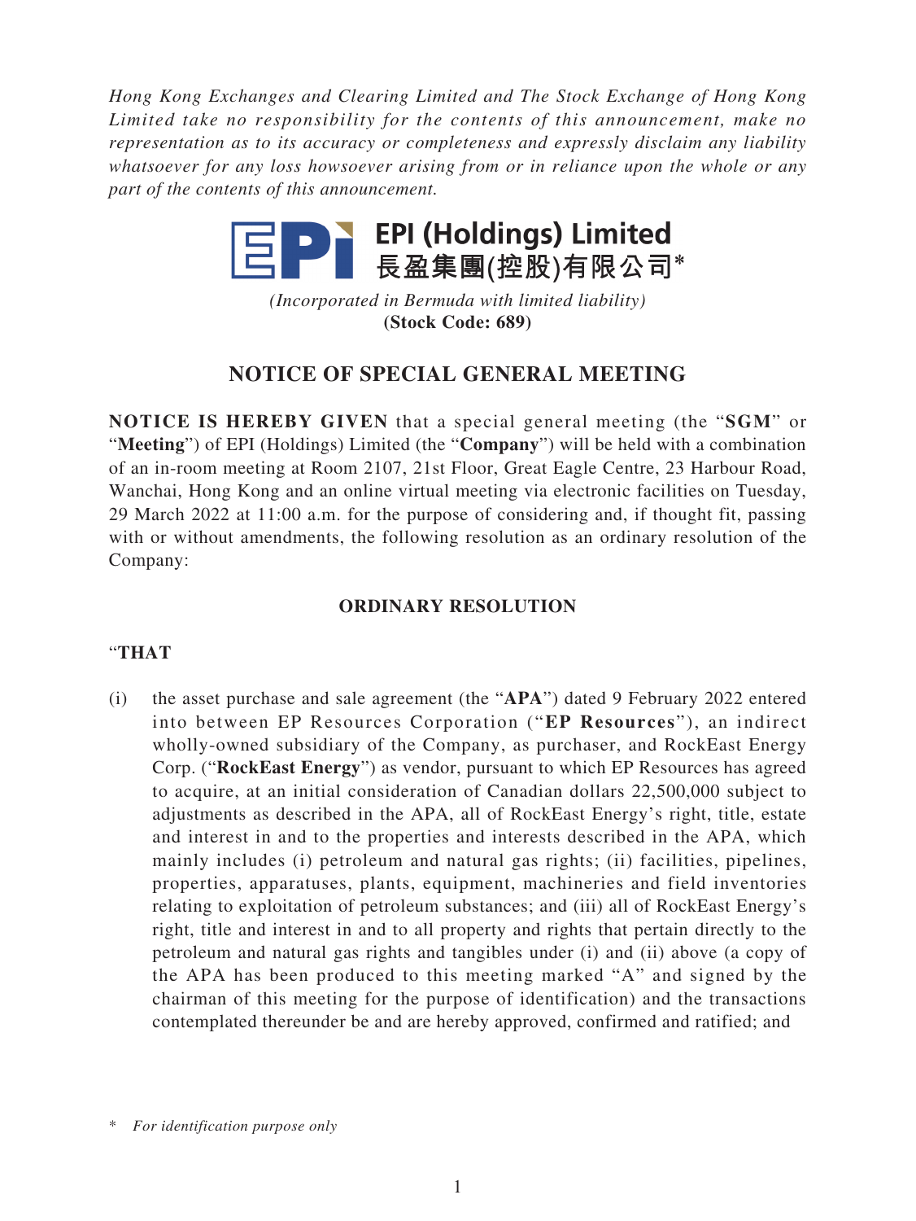*Hong Kong Exchanges and Clearing Limited and The Stock Exchange of Hong Kong Limited take no responsibility for the contents of this announcement, make no representation as to its accuracy or completeness and expressly disclaim any liability whatsoever for any loss howsoever arising from or in reliance upon the whole or any part of the contents of this announcement.*

**EPI (Holdings) Limited**
**長盈集團(控股)有限公司***

*(Incorporated in Bermuda with limited liability)*
**(Stock Code: 689)**

## NOTICE OF SPECIAL GENERAL MEETING

**NOTICE IS HEREBY GIVEN** that a special general meeting (the "**SGM**" or "**Meeting**") of EPI (Holdings) Limited (the "**Company**") will be held with a combination of an in-room meeting at Room 2107, 21st Floor, Great Eagle Centre, 23 Harbour Road, Wanchai, Hong Kong and an online virtual meeting via electronic facilities on Tuesday, 29 March 2022 at 11:00 a.m. for the purpose of considering and, if thought fit, passing with or without amendments, the following resolution as an ordinary resolution of the Company:

### ORDINARY RESOLUTION

"**THAT**

(i) the asset purchase and sale agreement (the "**APA**") dated 9 February 2022 entered into between EP Resources Corporation ("**EP Resources**"), an indirect wholly-owned subsidiary of the Company, as purchaser, and RockEast Energy Corp. ("**RockEast Energy**") as vendor, pursuant to which EP Resources has agreed to acquire, at an initial consideration of Canadian dollars 22,500,000 subject to adjustments as described in the APA, all of RockEast Energy's right, title, estate and interest in and to the properties and interests described in the APA, which mainly includes (i) petroleum and natural gas rights; (ii) facilities, pipelines, properties, apparatuses, plants, equipment, machineries and field inventories relating to exploitation of petroleum substances; and (iii) all of RockEast Energy's right, title and interest in and to all property and rights that pertain directly to the petroleum and natural gas rights and tangibles under (i) and (ii) above (a copy of the APA has been produced to this meeting marked "A" and signed by the chairman of this meeting for the purpose of identification) and the transactions contemplated thereunder be and are hereby approved, confirmed and ratified; and

\* *For identification purpose only*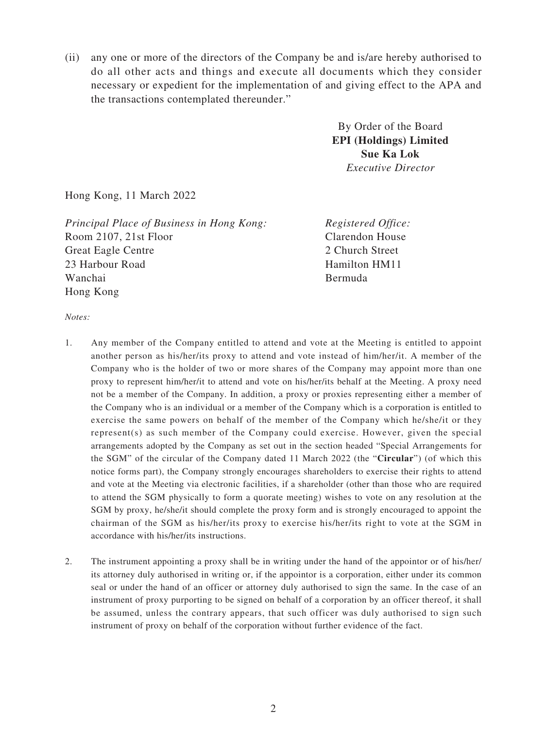(ii) any one or more of the directors of the Company be and is/are hereby authorised to do all other acts and things and execute all documents which they consider necessary or expedient for the implementation of and giving effect to the APA and the transactions contemplated thereunder."

By Order of the Board
**EPI (Holdings) Limited**
**Sue Ka Lok**
*Executive Director*

Hong Kong, 11 March 2022

*Principal Place of Business in Hong Kong:*
Room 2107, 21st Floor
Great Eagle Centre
23 Harbour Road
Wanchai
Hong Kong

*Registered Office:*
Clarendon House
2 Church Street
Hamilton HM11
Bermuda

*Notes:*

1. Any member of the Company entitled to attend and vote at the Meeting is entitled to appoint another person as his/her/its proxy to attend and vote instead of him/her/it. A member of the Company who is the holder of two or more shares of the Company may appoint more than one proxy to represent him/her/it to attend and vote on his/her/its behalf at the Meeting. A proxy need not be a member of the Company. In addition, a proxy or proxies representing either a member of the Company who is an individual or a member of the Company which is a corporation is entitled to exercise the same powers on behalf of the member of the Company which he/she/it or they represent(s) as such member of the Company could exercise. However, given the special arrangements adopted by the Company as set out in the section headed "Special Arrangements for the SGM" of the circular of the Company dated 11 March 2022 (the "**Circular**") (of which this notice forms part), the Company strongly encourages shareholders to exercise their rights to attend and vote at the Meeting via electronic facilities, if a shareholder (other than those who are required to attend the SGM physically to form a quorate meeting) wishes to vote on any resolution at the SGM by proxy, he/she/it should complete the proxy form and is strongly encouraged to appoint the chairman of the SGM as his/her/its proxy to exercise his/her/its right to vote at the SGM in accordance with his/her/its instructions.

2. The instrument appointing a proxy shall be in writing under the hand of the appointor or of his/her/its attorney duly authorised in writing or, if the appointor is a corporation, either under its common seal or under the hand of an officer or attorney duly authorised to sign the same. In the case of an instrument of proxy purporting to be signed on behalf of a corporation by an officer thereof, it shall be assumed, unless the contrary appears, that such officer was duly authorised to sign such instrument of proxy on behalf of the corporation without further evidence of the fact.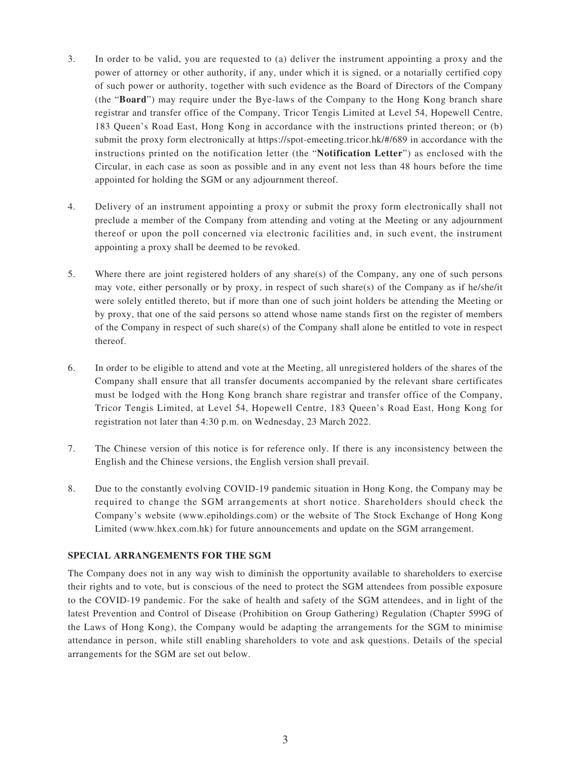3. In order to be valid, you are requested to (a) deliver the instrument appointing a proxy and the power of attorney or other authority, if any, under which it is signed, or a notarially certified copy of such power or authority, together with such evidence as the Board of Directors of the Company (the "**Board**") may require under the Bye-laws of the Company to the Hong Kong branch share registrar and transfer office of the Company, Tricor Tengis Limited at Level 54, Hopewell Centre, 183 Queen's Road East, Hong Kong in accordance with the instructions printed thereon; or (b) submit the proxy form electronically at https://spot-emeeting.tricor.hk/#/689 in accordance with the instructions printed on the notification letter (the "**Notification Letter**") as enclosed with the Circular, in each case as soon as possible and in any event not less than 48 hours before the time appointed for holding the SGM or any adjournment thereof.

4. Delivery of an instrument appointing a proxy or submit the proxy form electronically shall not preclude a member of the Company from attending and voting at the Meeting or any adjournment thereof or upon the poll concerned via electronic facilities and, in such event, the instrument appointing a proxy shall be deemed to be revoked.

5. Where there are joint registered holders of any share(s) of the Company, any one of such persons may vote, either personally or by proxy, in respect of such share(s) of the Company as if he/she/it were solely entitled thereto, but if more than one of such joint holders be attending the Meeting or by proxy, that one of the said persons so attend whose name stands first on the register of members of the Company in respect of such share(s) of the Company shall alone be entitled to vote in respect thereof.

6. In order to be eligible to attend and vote at the Meeting, all unregistered holders of the shares of the Company shall ensure that all transfer documents accompanied by the relevant share certificates must be lodged with the Hong Kong branch share registrar and transfer office of the Company, Tricor Tengis Limited, at Level 54, Hopewell Centre, 183 Queen's Road East, Hong Kong for registration not later than 4:30 p.m. on Wednesday, 23 March 2022.

7. The Chinese version of this notice is for reference only. If there is any inconsistency between the English and the Chinese versions, the English version shall prevail.

8. Due to the constantly evolving COVID-19 pandemic situation in Hong Kong, the Company may be required to change the SGM arrangements at short notice. Shareholders should check the Company's website (www.epiholdings.com) or the website of The Stock Exchange of Hong Kong Limited (www.hkex.com.hk) for future announcements and update on the SGM arrangement.

**SPECIAL ARRANGEMENTS FOR THE SGM**

The Company does not in any way wish to diminish the opportunity available to shareholders to exercise their rights and to vote, but is conscious of the need to protect the SGM attendees from possible exposure to the COVID-19 pandemic. For the sake of health and safety of the SGM attendees, and in light of the latest Prevention and Control of Disease (Prohibition on Group Gathering) Regulation (Chapter 599G of the Laws of Hong Kong), the Company would be adapting the arrangements for the SGM to minimise attendance in person, while still enabling shareholders to vote and ask questions. Details of the special arrangements for the SGM are set out below.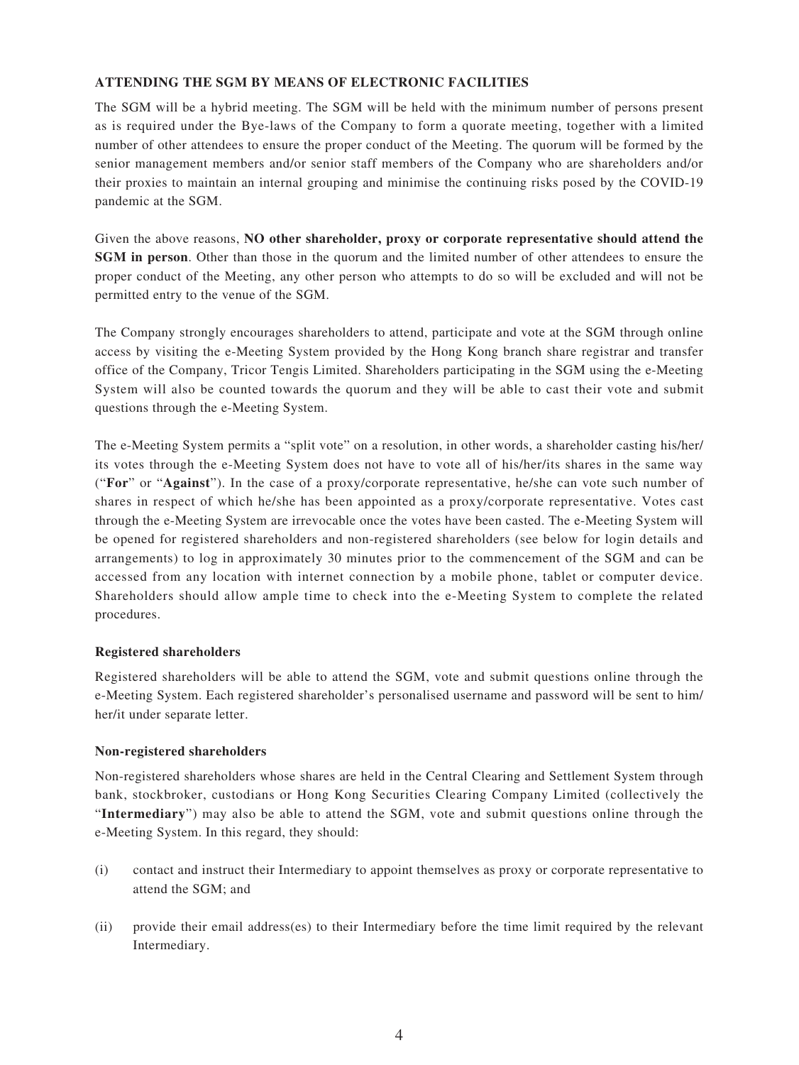**ATTENDING THE SGM BY MEANS OF ELECTRONIC FACILITIES**

The SGM will be a hybrid meeting. The SGM will be held with the minimum number of persons present as is required under the Bye-laws of the Company to form a quorate meeting, together with a limited number of other attendees to ensure the proper conduct of the Meeting. The quorum will be formed by the senior management members and/or senior staff members of the Company who are shareholders and/or their proxies to maintain an internal grouping and minimise the continuing risks posed by the COVID-19 pandemic at the SGM.

Given the above reasons, **NO other shareholder, proxy or corporate representative should attend the SGM in person**. Other than those in the quorum and the limited number of other attendees to ensure the proper conduct of the Meeting, any other person who attempts to do so will be excluded and will not be permitted entry to the venue of the SGM.

The Company strongly encourages shareholders to attend, participate and vote at the SGM through online access by visiting the e-Meeting System provided by the Hong Kong branch share registrar and transfer office of the Company, Tricor Tengis Limited. Shareholders participating in the SGM using the e-Meeting System will also be counted towards the quorum and they will be able to cast their vote and submit questions through the e-Meeting System.

The e-Meeting System permits a "split vote" on a resolution, in other words, a shareholder casting his/her/its votes through the e-Meeting System does not have to vote all of his/her/its shares in the same way ("**For**" or "**Against**"). In the case of a proxy/corporate representative, he/she can vote such number of shares in respect of which he/she has been appointed as a proxy/corporate representative. Votes cast through the e-Meeting System are irrevocable once the votes have been casted. The e-Meeting System will be opened for registered shareholders and non-registered shareholders (see below for login details and arrangements) to log in approximately 30 minutes prior to the commencement of the SGM and can be accessed from any location with internet connection by a mobile phone, tablet or computer device. Shareholders should allow ample time to check into the e-Meeting System to complete the related procedures.

**Registered shareholders**

Registered shareholders will be able to attend the SGM, vote and submit questions online through the e-Meeting System. Each registered shareholder's personalised username and password will be sent to him/her/it under separate letter.

**Non-registered shareholders**

Non-registered shareholders whose shares are held in the Central Clearing and Settlement System through bank, stockbroker, custodians or Hong Kong Securities Clearing Company Limited (collectively the "**Intermediary**") may also be able to attend the SGM, vote and submit questions online through the e-Meeting System. In this regard, they should:

(i) contact and instruct their Intermediary to appoint themselves as proxy or corporate representative to attend the SGM; and

(ii) provide their email address(es) to their Intermediary before the time limit required by the relevant Intermediary.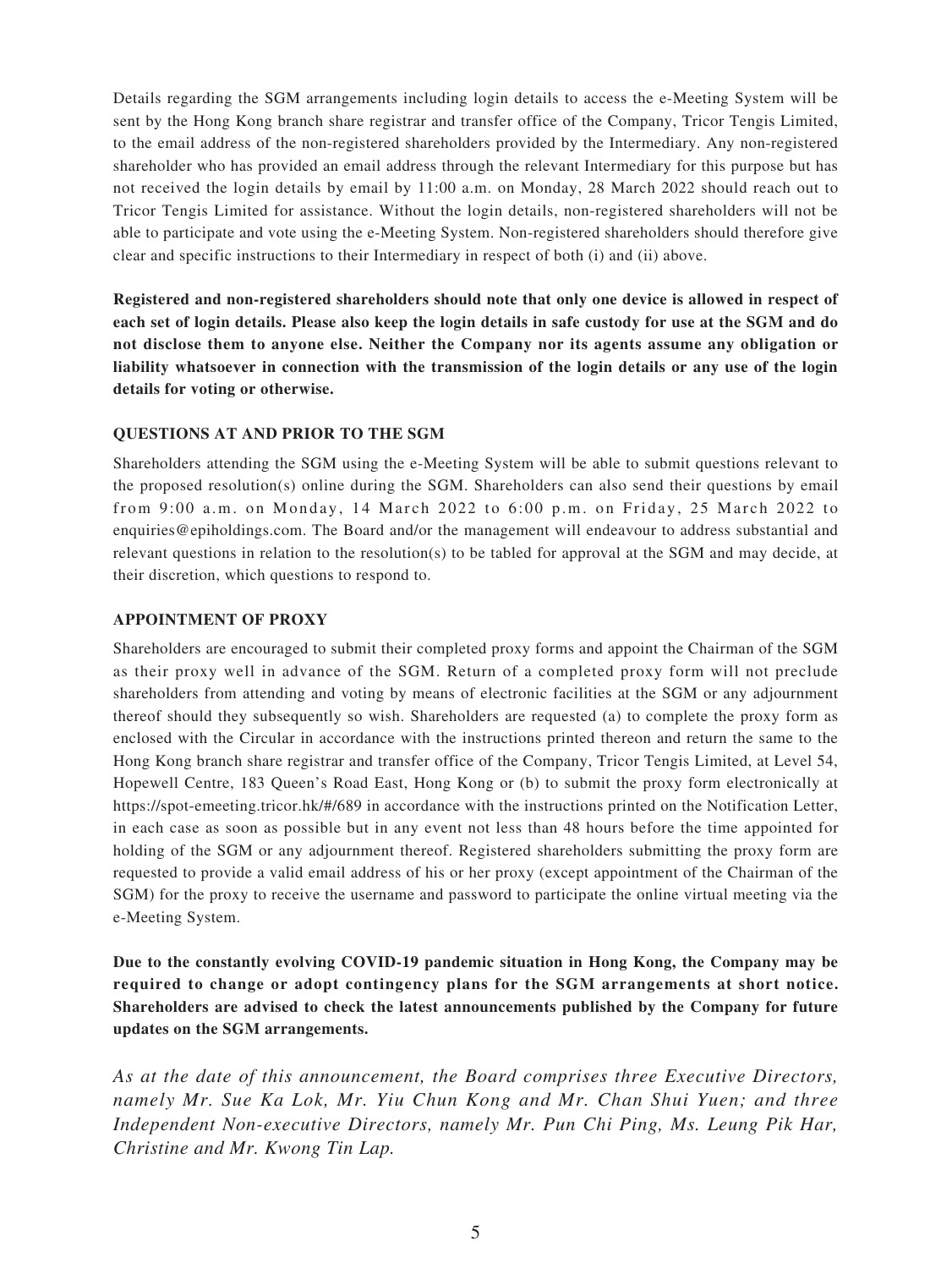Details regarding the SGM arrangements including login details to access the e-Meeting System will be sent by the Hong Kong branch share registrar and transfer office of the Company, Tricor Tengis Limited, to the email address of the non-registered shareholders provided by the Intermediary. Any non-registered shareholder who has provided an email address through the relevant Intermediary for this purpose but has not received the login details by email by 11:00 a.m. on Monday, 28 March 2022 should reach out to Tricor Tengis Limited for assistance. Without the login details, non-registered shareholders will not be able to participate and vote using the e-Meeting System. Non-registered shareholders should therefore give clear and specific instructions to their Intermediary in respect of both (i) and (ii) above.

**Registered and non-registered shareholders should note that only one device is allowed in respect of each set of login details. Please also keep the login details in safe custody for use at the SGM and do not disclose them to anyone else. Neither the Company nor its agents assume any obligation or liability whatsoever in connection with the transmission of the login details or any use of the login details for voting or otherwise.**

**QUESTIONS AT AND PRIOR TO THE SGM**

Shareholders attending the SGM using the e-Meeting System will be able to submit questions relevant to the proposed resolution(s) online during the SGM. Shareholders can also send their questions by email from 9:00 a.m. on Monday, 14 March 2022 to 6:00 p.m. on Friday, 25 March 2022 to enquiries@epiholdings.com. The Board and/or the management will endeavour to address substantial and relevant questions in relation to the resolution(s) to be tabled for approval at the SGM and may decide, at their discretion, which questions to respond to.

**APPOINTMENT OF PROXY**

Shareholders are encouraged to submit their completed proxy forms and appoint the Chairman of the SGM as their proxy well in advance of the SGM. Return of a completed proxy form will not preclude shareholders from attending and voting by means of electronic facilities at the SGM or any adjournment thereof should they subsequently so wish. Shareholders are requested (a) to complete the proxy form as enclosed with the Circular in accordance with the instructions printed thereon and return the same to the Hong Kong branch share registrar and transfer office of the Company, Tricor Tengis Limited, at Level 54, Hopewell Centre, 183 Queen's Road East, Hong Kong or (b) to submit the proxy form electronically at https://spot-emeeting.tricor.hk/#/689 in accordance with the instructions printed on the Notification Letter, in each case as soon as possible but in any event not less than 48 hours before the time appointed for holding of the SGM or any adjournment thereof. Registered shareholders submitting the proxy form are requested to provide a valid email address of his or her proxy (except appointment of the Chairman of the SGM) for the proxy to receive the username and password to participate the online virtual meeting via the e-Meeting System.

**Due to the constantly evolving COVID-19 pandemic situation in Hong Kong, the Company may be required to change or adopt contingency plans for the SGM arrangements at short notice. Shareholders are advised to check the latest announcements published by the Company for future updates on the SGM arrangements.**

*As at the date of this announcement, the Board comprises three Executive Directors, namely Mr. Sue Ka Lok, Mr. Yiu Chun Kong and Mr. Chan Shui Yuen; and three Independent Non-executive Directors, namely Mr. Pun Chi Ping, Ms. Leung Pik Har, Christine and Mr. Kwong Tin Lap.*